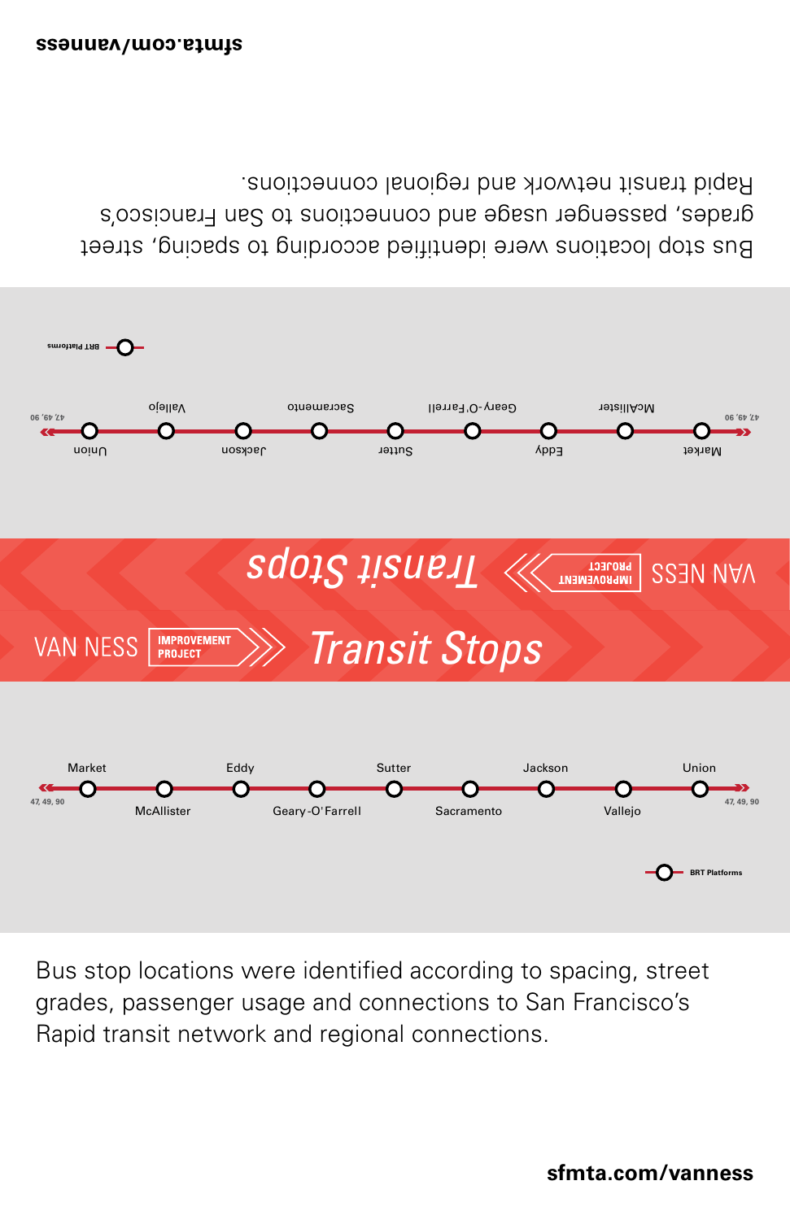# VAN NESS IMPROVEMENT PROJECT

## Transit Stops

47, 49, 90

Market — McAllister — Eddy — Geary-O'Farrell — Sutter — Sacramento — Jackson — Vallejo — Union

47, 49, 90

BRT Platforms

Bus stop locations were identified according to spacing, street grades, passenger usage and connections to San Francisco's Rapid transit network and regional connections.

**sfmta.com/vanness**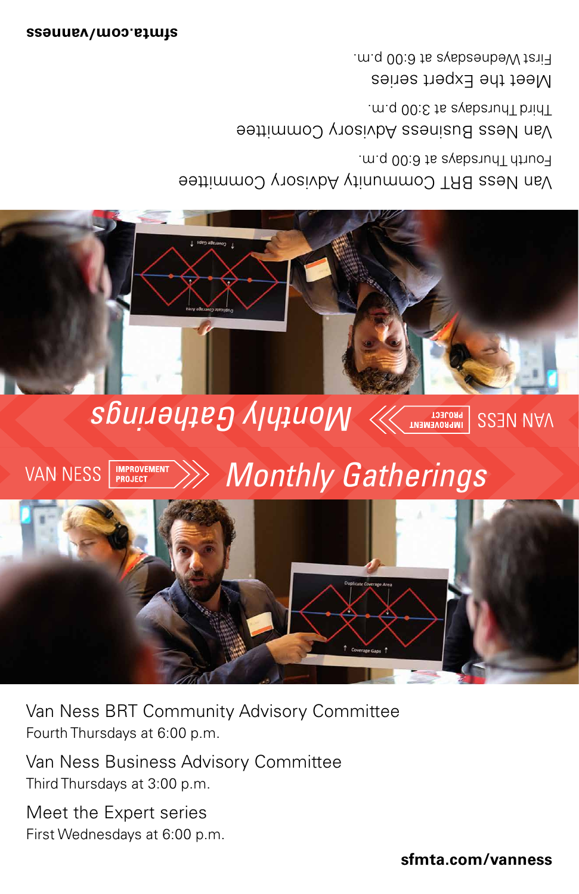# VAN NESS IMPROVEMENT PROJECT — Monthly Gatherings

Van Ness BRT Community Advisory Committee
Fourth Thursdays at 6:00 p.m.

Van Ness Business Advisory Committee
Third Thursdays at 3:00 p.m.

Meet the Expert series
First Wednesdays at 6:00 p.m.

**sfmta.com/vanness**

# VAN NESS IMPROVEMENT PROJECT — Monthly Gatherings

Van Ness BRT Community Advisory Committee
Fourth Thursdays at 6:00 p.m.

Van Ness Business Advisory Committee
Third Thursdays at 3:00 p.m.

Meet the Expert series
First Wednesdays at 6:00 p.m.

**sfmta.com/vanness**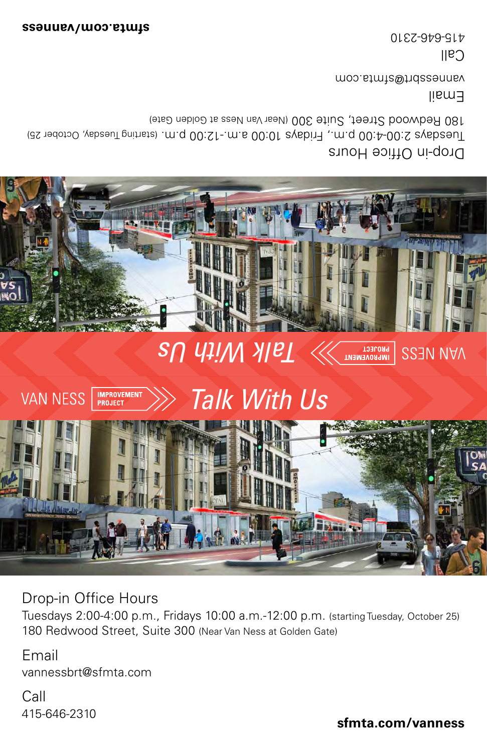VAN NESS IMPROVEMENT PROJECT

# Talk With Us

## Drop-in Office Hours

Tuesdays 2:00-4:00 p.m., Fridays 10:00 a.m.-12:00 p.m. (starting Tuesday, October 25)
180 Redwood Street, Suite 300 (Near Van Ness at Golden Gate)

## Email

vannessbrt@sfmta.com

## Call

415-646-2310

**sfmta.com/vanness**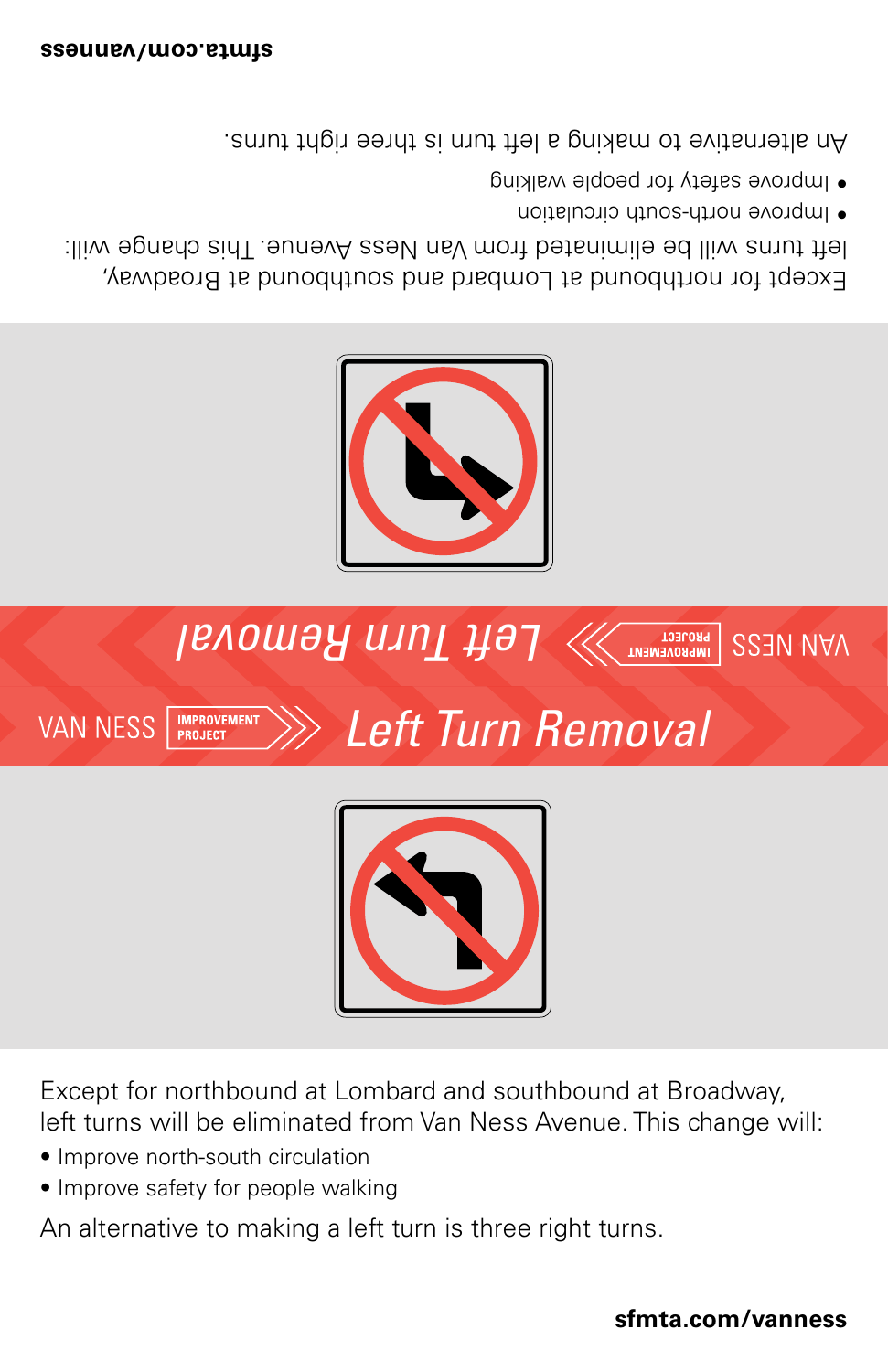Except for northbound at Lombard and southbound at Broadway, left turns will be eliminated from Van Ness Avenue. This change will:

- Improve north-south circulation
- Improve safety for people walking

An alternative to making a left turn is three right turns.

sfmta.com/vanness

VAN NESS IMPROVEMENT PROJECT

# Left Turn Removal

Except for northbound at Lombard and southbound at Broadway, left turns will be eliminated from Van Ness Avenue. This change will:

- Improve north-south circulation
- Improve safety for people walking

An alternative to making a left turn is three right turns.

**sfmta.com/vanness**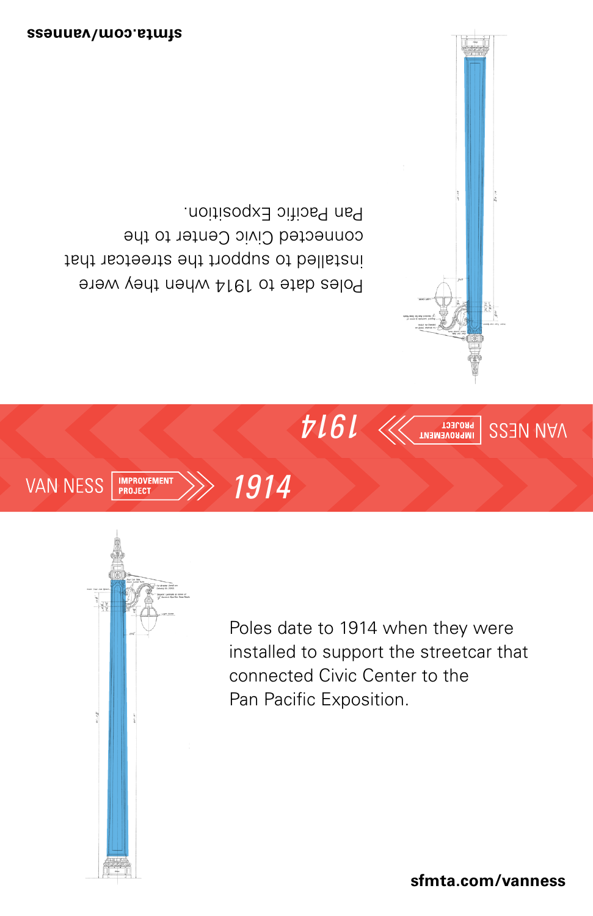VAN NESS IMPROVEMENT PROJECT

# 1914

Poles date to 1914 when they were installed to support the streetcar that connected Civic Center to the Pan Pacific Exposition.

**sfmta.com/vanness**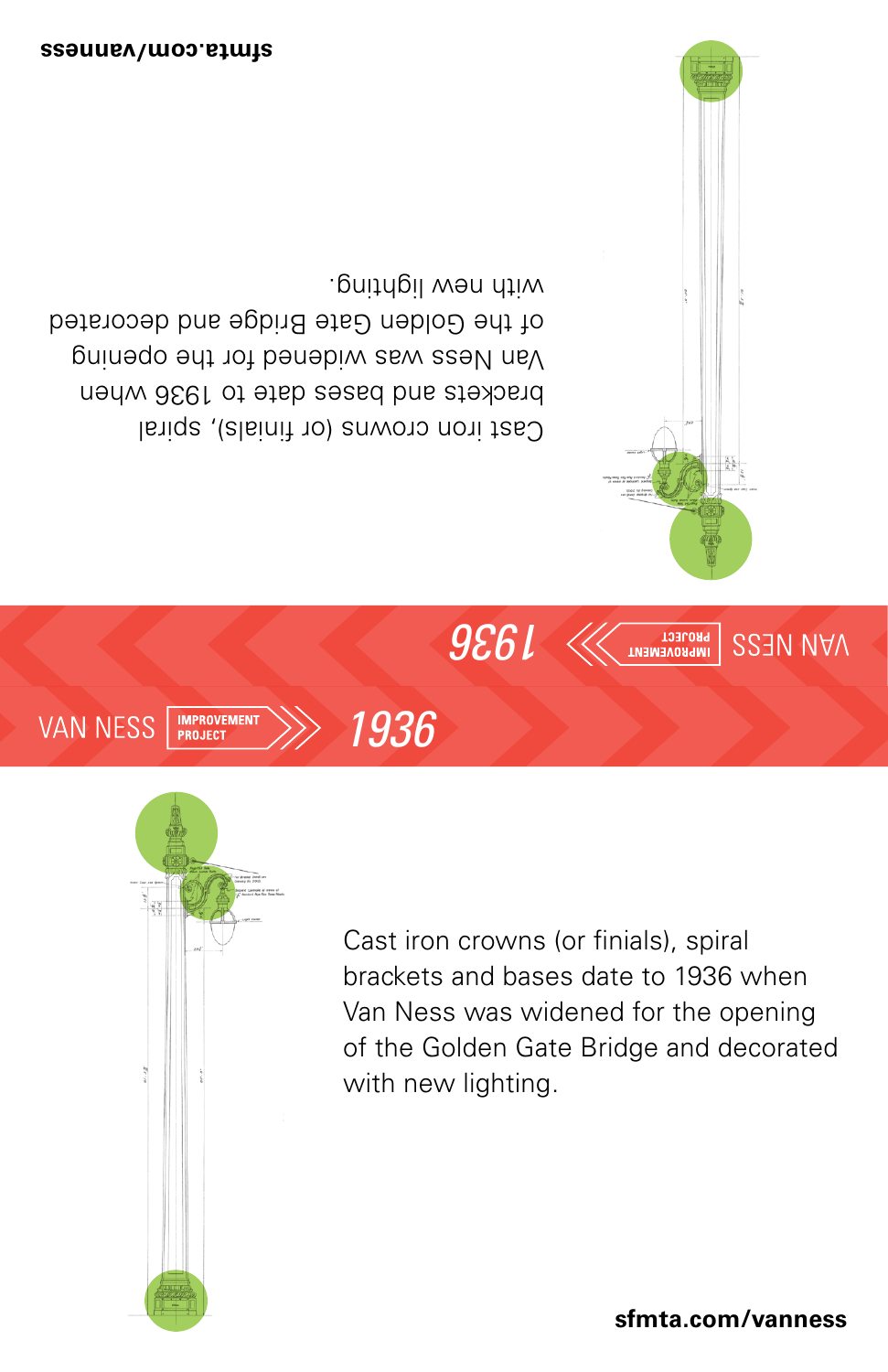VAN NESS IMPROVEMENT PROJECT

# 1936

Cast iron crowns (or finials), spiral brackets and bases date to 1936 when Van Ness was widened for the opening of the Golden Gate Bridge and decorated with new lighting.

sfmta.com/vanness

VAN NESS IMPROVEMENT PROJECT

# 1936

Cast iron crowns (or finials), spiral brackets and bases date to 1936 when Van Ness was widened for the opening of the Golden Gate Bridge and decorated with new lighting.

sfmta.com/vanness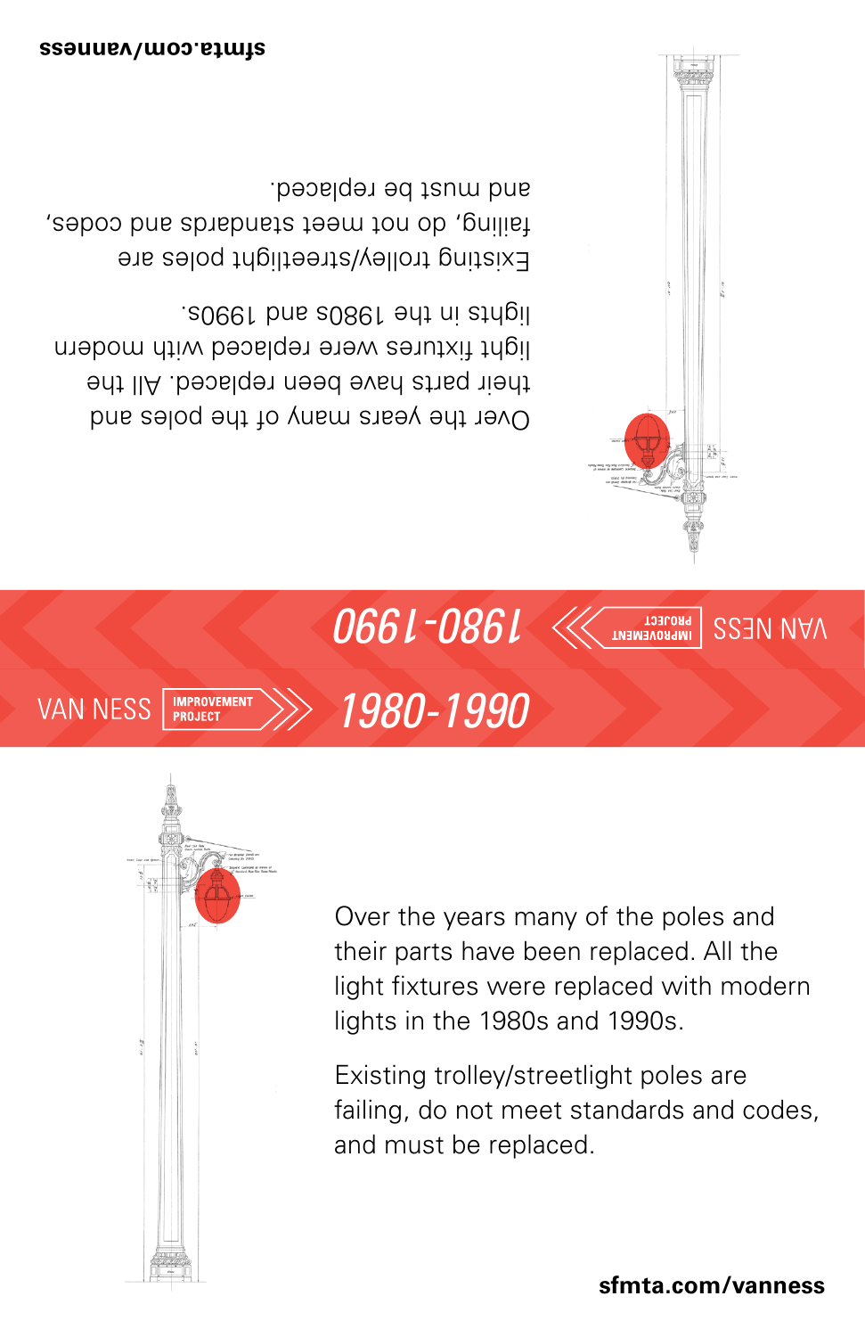VAN NESS IMPROVEMENT PROJECT

# 1980-1990

Over the years many of the poles and their parts have been replaced. All the light fixtures were replaced with modern lights in the 1980s and 1990s.

Existing trolley/streetlight poles are failing, do not meet standards and codes, and must be replaced.

**sfmta.com/vanness**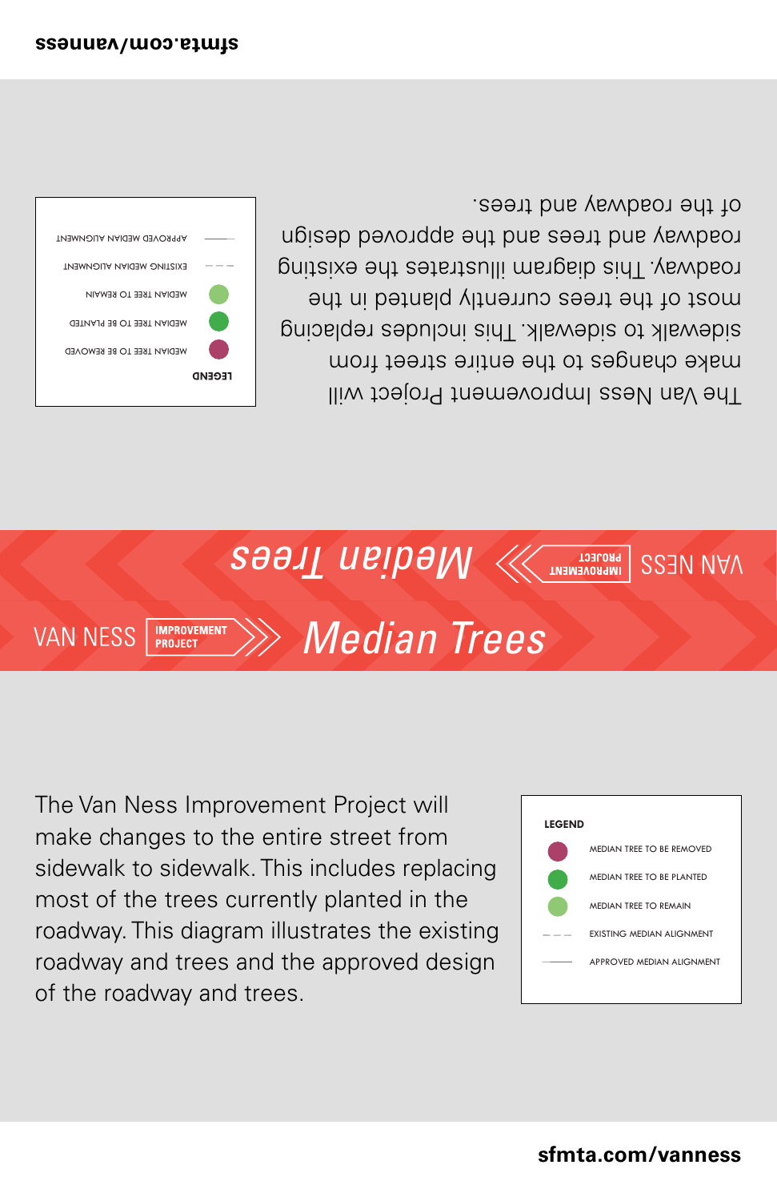# VAN NESS IMPROVEMENT PROJECT Median Trees

The Van Ness Improvement Project will make changes to the entire street from sidewalk to sidewalk. This includes replacing most of the trees currently planted in the roadway. This diagram illustrates the existing roadway and trees and the approved design of the roadway and trees.

**LEGEND**

- MEDIAN TREE TO BE REMOVED
- MEDIAN TREE TO BE PLANTED
- MEDIAN TREE TO REMAIN
- EXISTING MEDIAN ALIGNMENT
- APPROVED MEDIAN ALIGNMENT

**sfmta.com/vanness**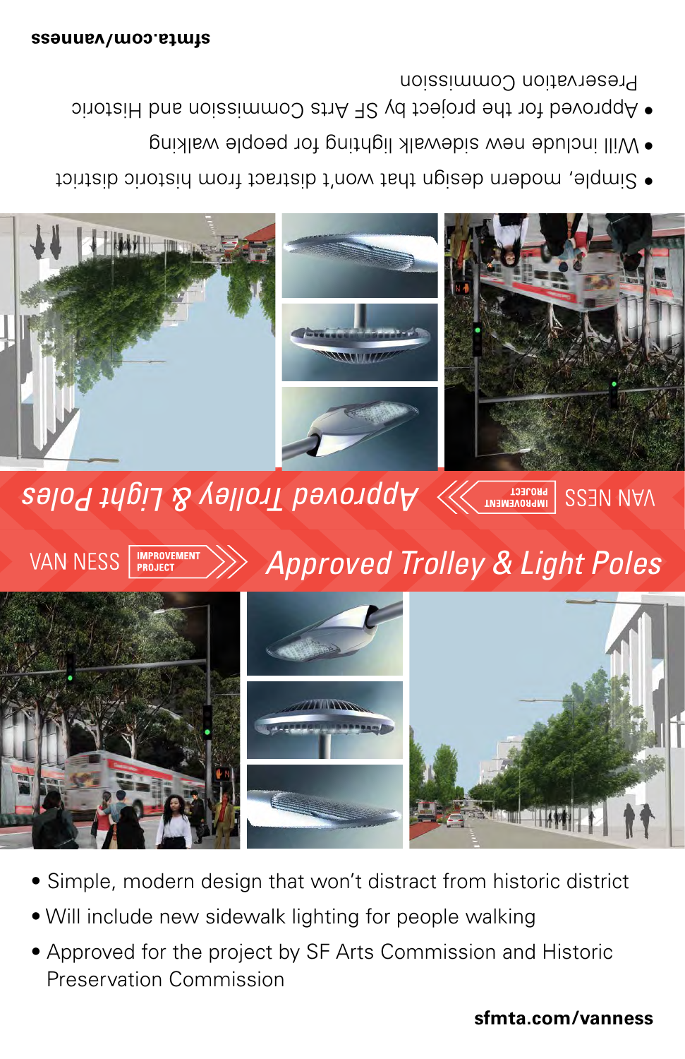VAN NESS IMPROVEMENT PROJECT

# Approved Trolley & Light Poles

- Simple, modern design that won't distract from historic district
- Will include new sidewalk lighting for people walking
- Approved for the project by SF Arts Commission and Historic Preservation Commission

**sfmta.com/vanness**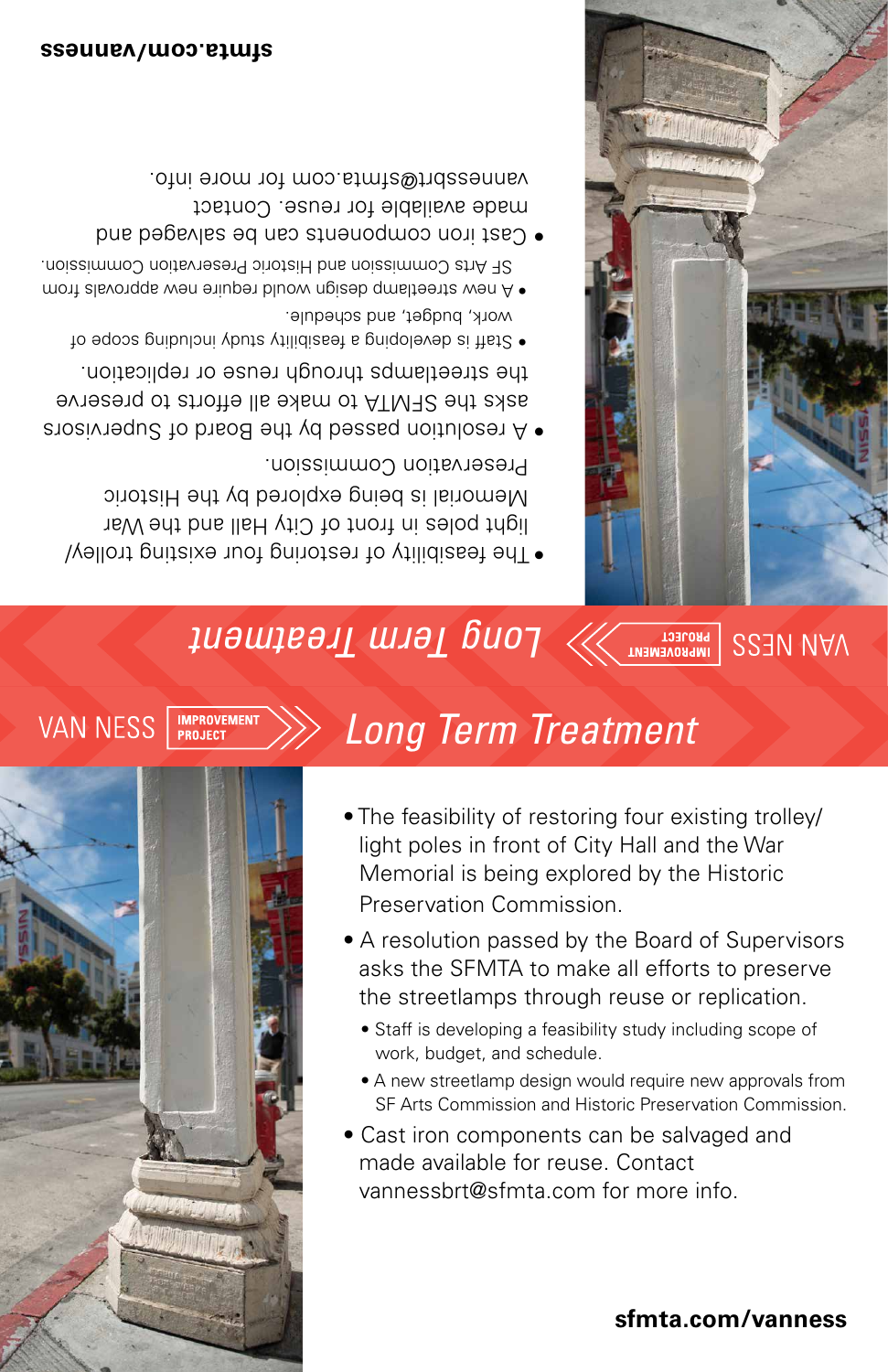VAN NESS IMPROVEMENT PROJECT

# Long Term Treatment

- The feasibility of restoring four existing trolley/light poles in front of City Hall and the War Memorial is being explored by the Historic Preservation Commission.
- A resolution passed by the Board of Supervisors asks the SFMTA to make all efforts to preserve the streetlamps through reuse or replication.
  - Staff is developing a feasibility study including scope of work, budget, and schedule.
  - A new streetlamp design would require new approvals from SF Arts Commission and Historic Preservation Commission.
- Cast iron components can be salvaged and made available for reuse. Contact vannessbrt@sfmta.com for more info.

**sfmta.com/vanness**